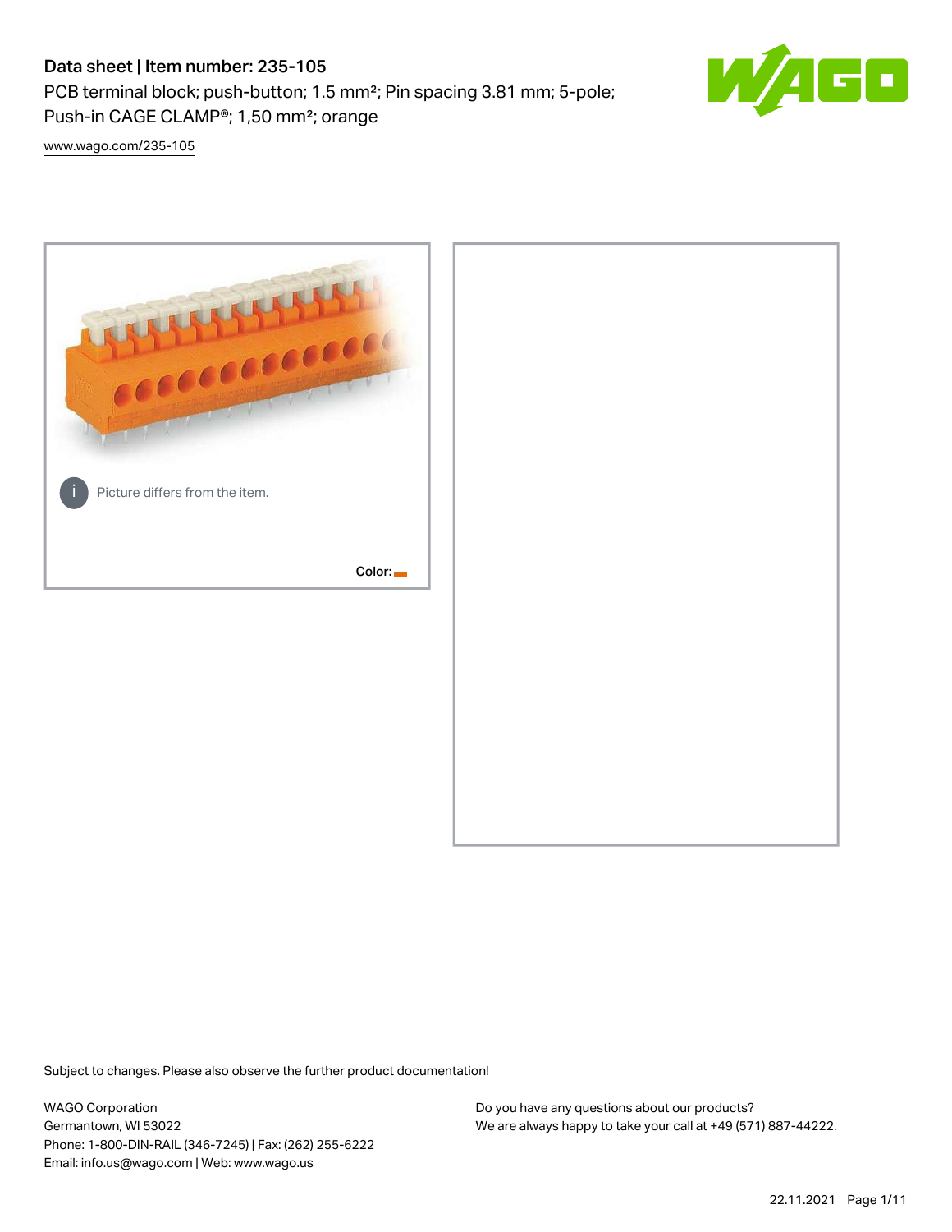# Data sheet | Item number: 235-105

PCB terminal block; push-button; 1.5 mm²; Pin spacing 3.81 mm; 5-pole; Push-in CAGE CLAMP®; 1,50 mm²; orange

www.wago.com/235-105

Picture differs from the item.

Color:

Subject to changes. Please also observe the further product documentation!

WAGO Corporation
Germantown, WI 53022
Phone: 1-800-DIN-RAIL (346-7245) | Fax: (262) 255-6222
Email: info.us@wago.com | Web: www.wago.us

Do you have any questions about our products?
We are always happy to take your call at +49 (571) 887-44222.

22.11.2021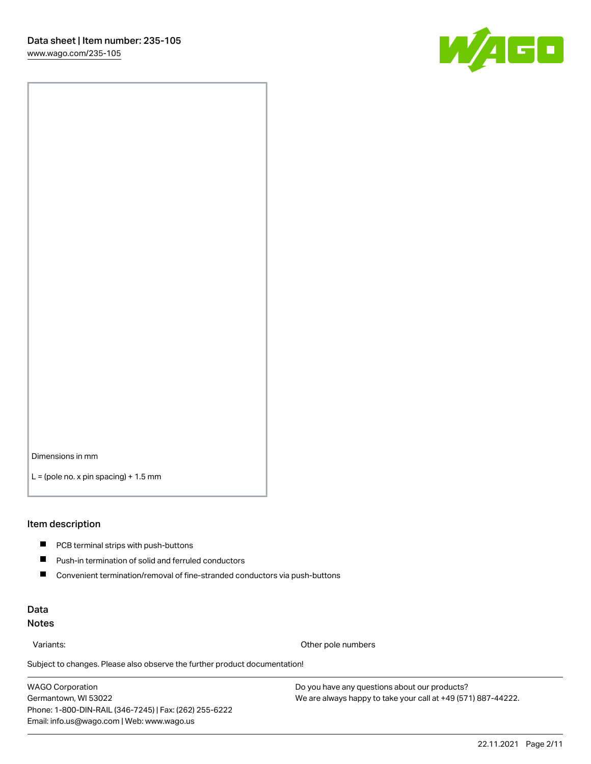Dimensions in mm

L = (pole no. x pin spacing) + 1.5 mm

## Item description

- PCB terminal strips with push-buttons
- Push-in termination of solid and ferruled conductors
- Convenient termination/removal of fine-stranded conductors via push-buttons

## Data

### Notes

| Variants: | Other pole numbers |
| --- | --- |

Subject to changes. Please also observe the further product documentation!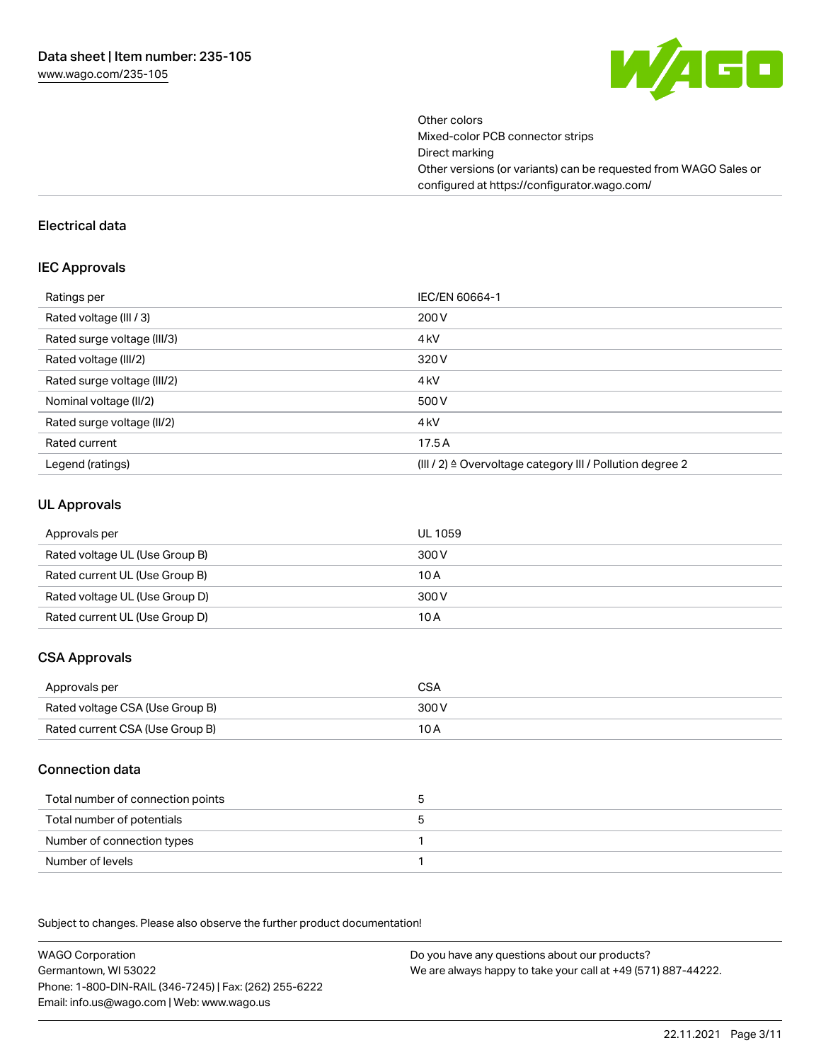Other colors
Mixed-color PCB connector strips
Direct marking
Other versions (or variants) can be requested from WAGO Sales or configured at https://configurator.wago.com/

## Electrical data

### IEC Approvals

| Ratings per | IEC/EN 60664-1 |
| --- | --- |
| Rated voltage (III / 3) | 200 V |
| Rated surge voltage (III/3) | 4 kV |
| Rated voltage (III/2) | 320 V |
| Rated surge voltage (III/2) | 4 kV |
| Nominal voltage (II/2) | 500 V |
| Rated surge voltage (II/2) | 4 kV |
| Rated current | 17.5 A |
| Legend (ratings) | (III / 2) ≙ Overvoltage category III / Pollution degree 2 |

### UL Approvals

| Approvals per | UL 1059 |
| --- | --- |
| Rated voltage UL (Use Group B) | 300 V |
| Rated current UL (Use Group B) | 10 A |
| Rated voltage UL (Use Group D) | 300 V |
| Rated current UL (Use Group D) | 10 A |

### CSA Approvals

| Approvals per | CSA |
| --- | --- |
| Rated voltage CSA (Use Group B) | 300 V |
| Rated current CSA (Use Group B) | 10 A |

### Connection data

| Total number of connection points | 5 |
| --- | --- |
| Total number of potentials | 5 |
| Number of connection types | 1 |
| Number of levels | 1 |

Subject to changes. Please also observe the further product documentation!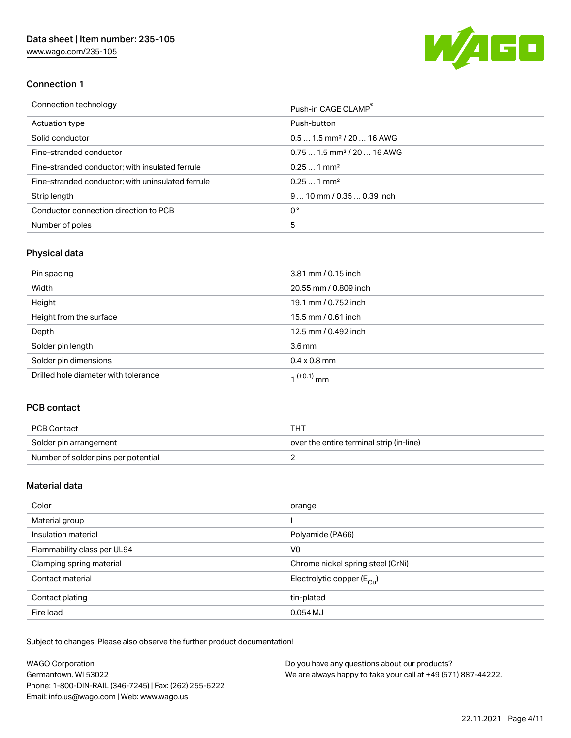## Connection 1

| Connection technology | Push-in CAGE CLAMP® |
|---|---|
| Actuation type | Push-button |
| Solid conductor | 0.5 … 1.5 mm² / 20 … 16 AWG |
| Fine-stranded conductor | 0.75 … 1.5 mm² / 20 … 16 AWG |
| Fine-stranded conductor; with insulated ferrule | 0.25 … 1 mm² |
| Fine-stranded conductor; with uninsulated ferrule | 0.25 … 1 mm² |
| Strip length | 9 … 10 mm / 0.35 … 0.39 inch |
| Conductor connection direction to PCB | 0 ° |
| Number of poles | 5 |

## Physical data

| Pin spacing | 3.81 mm / 0.15 inch |
|---|---|
| Width | 20.55 mm / 0.809 inch |
| Height | 19.1 mm / 0.752 inch |
| Height from the surface | 15.5 mm / 0.61 inch |
| Depth | 12.5 mm / 0.492 inch |
| Solder pin length | 3.6 mm |
| Solder pin dimensions | 0.4 x 0.8 mm |
| Drilled hole diameter with tolerance | $1^{(+0.1)}$ mm |

## PCB contact

| PCB Contact | THT |
|---|---|
| Solder pin arrangement | over the entire terminal strip (in-line) |
| Number of solder pins per potential | 2 |

## Material data

| Color | orange |
|---|---|
| Material group | I |
| Insulation material | Polyamide (PA66) |
| Flammability class per UL94 | V0 |
| Clamping spring material | Chrome nickel spring steel (CrNi) |
| Contact material | Electrolytic copper ($E_{Cu}$) |
| Contact plating | tin-plated |
| Fire load | 0.054 MJ |

Subject to changes. Please also observe the further product documentation!

WAGO Corporation
Germantown, WI 53022
Phone: 1-800-DIN-RAIL (346-7245) | Fax: (262) 255-6222
Email: info.us@wago.com | Web: www.wago.us

Do you have any questions about our products?
We are always happy to take your call at +49 (571) 887-44222.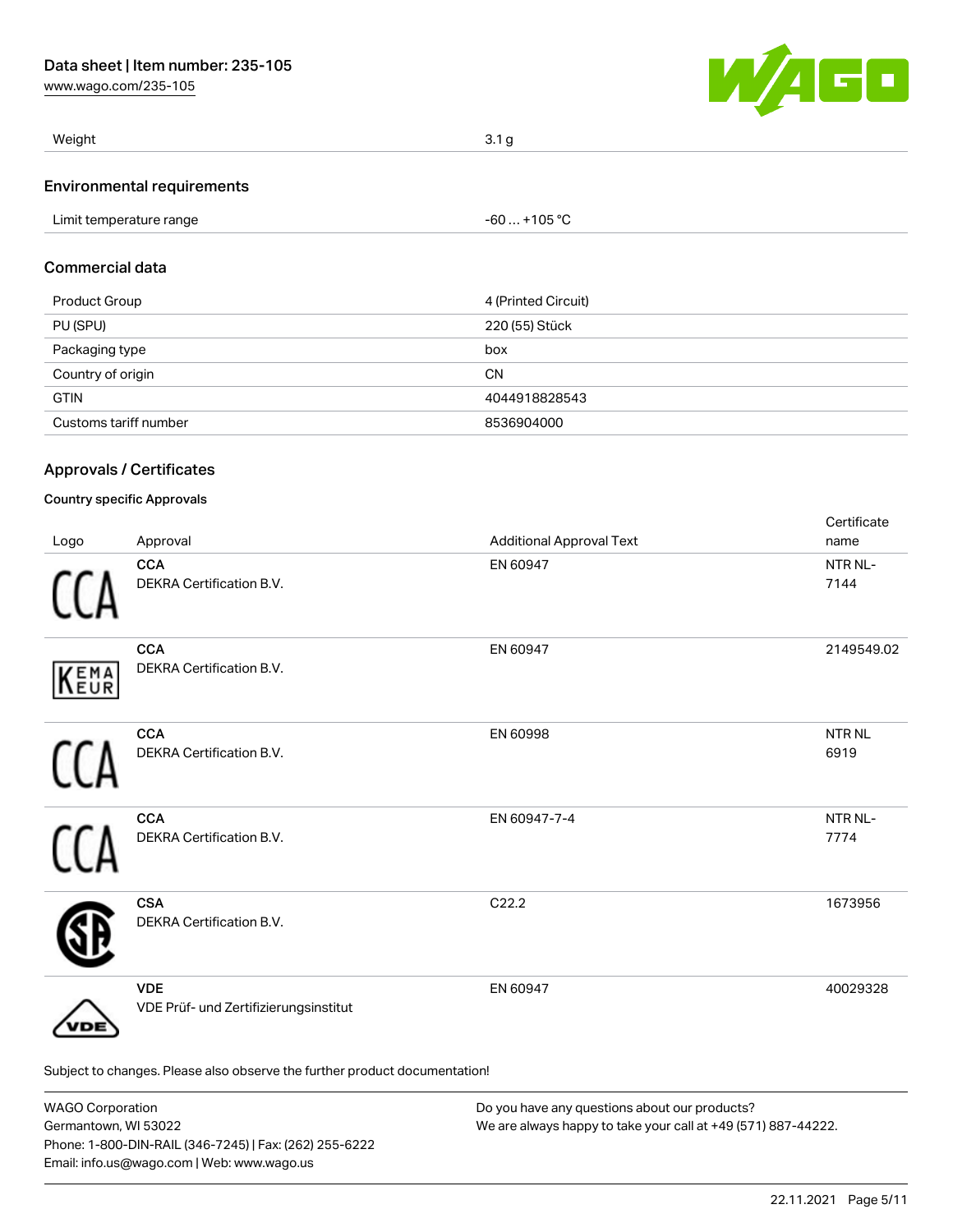| Weight | 3.1 g |
| --- | --- |

## Environmental requirements

| Limit temperature range | -60 … +105 °C |
| --- | --- |

## Commercial data

| Product Group | 4 (Printed Circuit) |
| --- | --- |
| PU (SPU) | 220 (55) Stück |
| Packaging type | box |
| Country of origin | CN |
| GTIN | 4044918828543 |
| Customs tariff number | 8536904000 |

## Approvals / Certificates

### Country specific Approvals

| Logo | Approval | Additional Approval Text | Certificate name |
| --- | --- | --- | --- |
| | **CCA** DEKRA Certification B.V. | EN 60947 | NTR NL-7144 |
| | **CCA** DEKRA Certification B.V. | EN 60947 | 2149549.02 |
| | **CCA** DEKRA Certification B.V. | EN 60998 | NTR NL 6919 |
| | **CCA** DEKRA Certification B.V. | EN 60947-7-4 | NTR NL-7774 |
| | **CSA** DEKRA Certification B.V. | C22.2 | 1673956 |
| | **VDE** VDE Prüf- und Zertifizierungsinstitut | EN 60947 | 40029328 |

Subject to changes. Please also observe the further product documentation!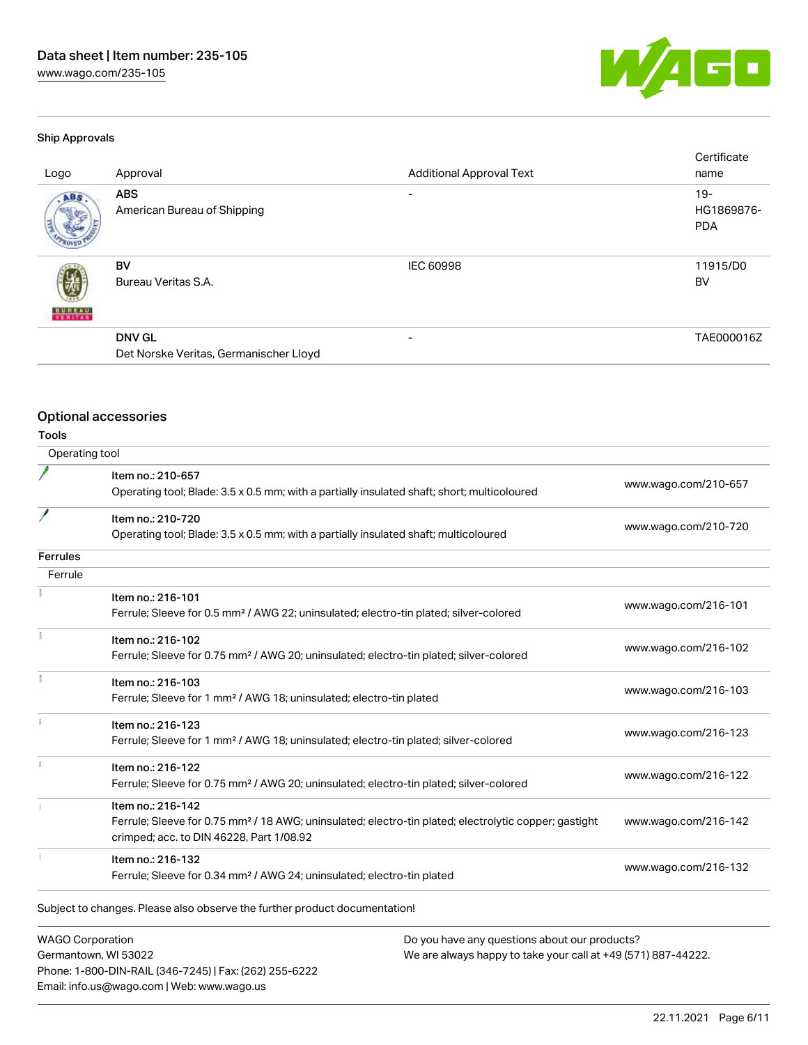### Ship Approvals

| Logo | Approval | Additional Approval Text | Certificate name |
|---|---|---|---|
| | **ABS** American Bureau of Shipping | - | 19-HG1869876-PDA |
| | **BV** Bureau Veritas S.A. | IEC 60998 | 11915/D0 BV |
| | **DNV GL** Det Norske Veritas, Germanischer Lloyd | - | TAE000016Z |

## Optional accessories

### Tools

Operating tool

| | Item | Link |
|---|---|---|
| | **Item no.: 210-657** Operating tool; Blade: 3.5 x 0.5 mm; with a partially insulated shaft; short; multicoloured | www.wago.com/210-657 |
| | **Item no.: 210-720** Operating tool; Blade: 3.5 x 0.5 mm; with a partially insulated shaft; multicoloured | www.wago.com/210-720 |

### Ferrules

Ferrule

| | Item | Link |
|---|---|---|
| | **Item no.: 216-101** Ferrule; Sleeve for 0.5 mm² / AWG 22; uninsulated; electro-tin plated; silver-colored | www.wago.com/216-101 |
| | **Item no.: 216-102** Ferrule; Sleeve for 0.75 mm² / AWG 20; uninsulated; electro-tin plated; silver-colored | www.wago.com/216-102 |
| | **Item no.: 216-103** Ferrule; Sleeve for 1 mm² / AWG 18; uninsulated; electro-tin plated | www.wago.com/216-103 |
| | **Item no.: 216-123** Ferrule; Sleeve for 1 mm² / AWG 18; uninsulated; electro-tin plated; silver-colored | www.wago.com/216-123 |
| | **Item no.: 216-122** Ferrule; Sleeve for 0.75 mm² / AWG 20; uninsulated; electro-tin plated; silver-colored | www.wago.com/216-122 |
| | **Item no.: 216-142** Ferrule; Sleeve for 0.75 mm² / 18 AWG; uninsulated; electro-tin plated; electrolytic copper; gastight crimped; acc. to DIN 46228, Part 1/08.92 | www.wago.com/216-142 |
| | **Item no.: 216-132** Ferrule; Sleeve for 0.34 mm² / AWG 24; uninsulated; electro-tin plated | www.wago.com/216-132 |

Subject to changes. Please also observe the further product documentation!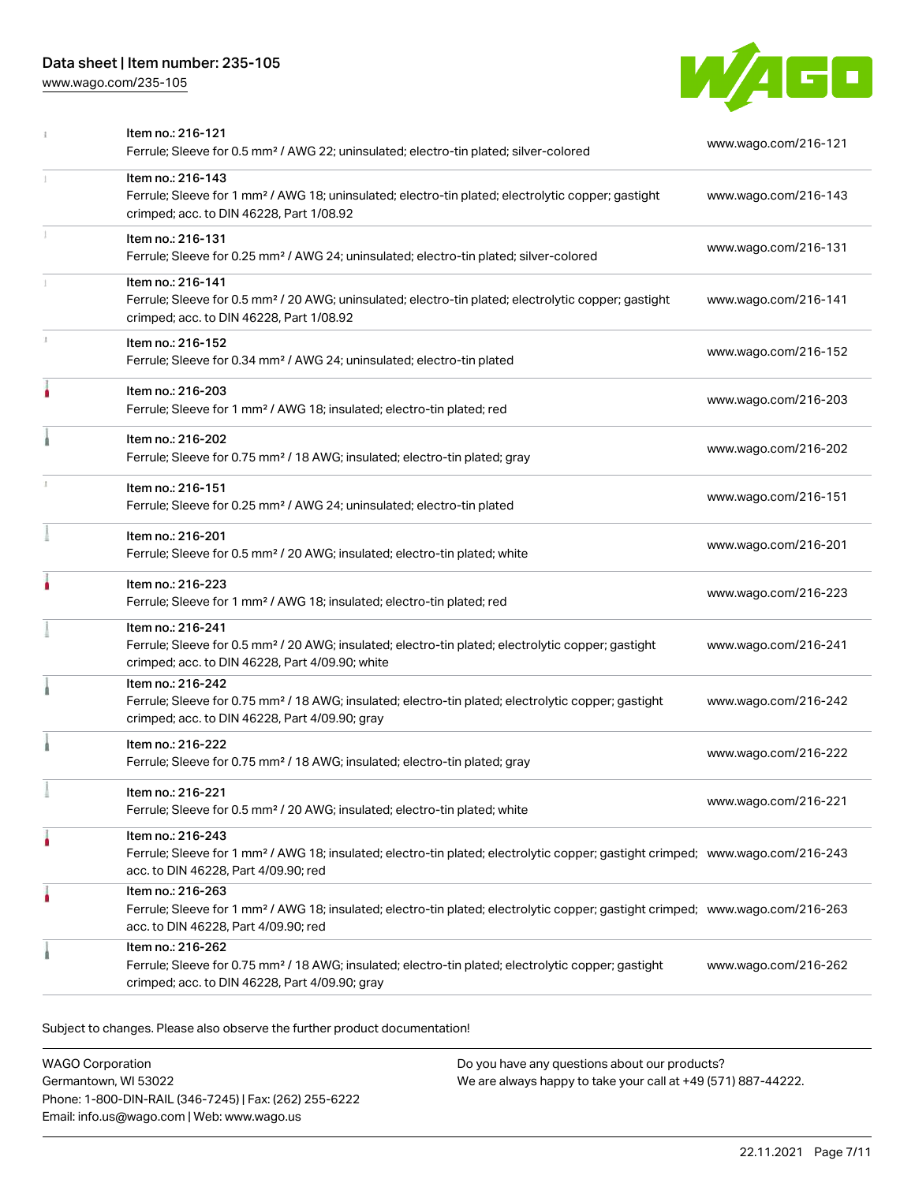| | | |
|---|---|---|
| | Item no.: 216-121<br>Ferrule; Sleeve for 0.5 mm² / AWG 22; uninsulated; electro-tin plated; silver-colored | www.wago.com/216-121 |
| | Item no.: 216-143<br>Ferrule; Sleeve for 1 mm² / AWG 18; uninsulated; electro-tin plated; electrolytic copper; gastight crimped; acc. to DIN 46228, Part 1/08.92 | www.wago.com/216-143 |
| | Item no.: 216-131<br>Ferrule; Sleeve for 0.25 mm² / AWG 24; uninsulated; electro-tin plated; silver-colored | www.wago.com/216-131 |
| | Item no.: 216-141<br>Ferrule; Sleeve for 0.5 mm² / 20 AWG; uninsulated; electro-tin plated; electrolytic copper; gastight crimped; acc. to DIN 46228, Part 1/08.92 | www.wago.com/216-141 |
| | Item no.: 216-152<br>Ferrule; Sleeve for 0.34 mm² / AWG 24; uninsulated; electro-tin plated | www.wago.com/216-152 |
| | Item no.: 216-203<br>Ferrule; Sleeve for 1 mm² / AWG 18; insulated; electro-tin plated; red | www.wago.com/216-203 |
| | Item no.: 216-202<br>Ferrule; Sleeve for 0.75 mm² / 18 AWG; insulated; electro-tin plated; gray | www.wago.com/216-202 |
| | Item no.: 216-151<br>Ferrule; Sleeve for 0.25 mm² / AWG 24; uninsulated; electro-tin plated | www.wago.com/216-151 |
| | Item no.: 216-201<br>Ferrule; Sleeve for 0.5 mm² / 20 AWG; insulated; electro-tin plated; white | www.wago.com/216-201 |
| | Item no.: 216-223<br>Ferrule; Sleeve for 1 mm² / AWG 18; insulated; electro-tin plated; red | www.wago.com/216-223 |
| | Item no.: 216-241<br>Ferrule; Sleeve for 0.5 mm² / 20 AWG; insulated; electro-tin plated; electrolytic copper; gastight crimped; acc. to DIN 46228, Part 4/09.90; white | www.wago.com/216-241 |
| | Item no.: 216-242<br>Ferrule; Sleeve for 0.75 mm² / 18 AWG; insulated; electro-tin plated; electrolytic copper; gastight crimped; acc. to DIN 46228, Part 4/09.90; gray | www.wago.com/216-242 |
| | Item no.: 216-222<br>Ferrule; Sleeve for 0.75 mm² / 18 AWG; insulated; electro-tin plated; gray | www.wago.com/216-222 |
| | Item no.: 216-221<br>Ferrule; Sleeve for 0.5 mm² / 20 AWG; insulated; electro-tin plated; white | www.wago.com/216-221 |
| | Item no.: 216-243<br>Ferrule; Sleeve for 1 mm² / AWG 18; insulated; electro-tin plated; electrolytic copper; gastight crimped; acc. to DIN 46228, Part 4/09.90; red | www.wago.com/216-243 |
| | Item no.: 216-263<br>Ferrule; Sleeve for 1 mm² / AWG 18; insulated; electro-tin plated; electrolytic copper; gastight crimped; acc. to DIN 46228, Part 4/09.90; red | www.wago.com/216-263 |
| | Item no.: 216-262<br>Ferrule; Sleeve for 0.75 mm² / 18 AWG; insulated; electro-tin plated; electrolytic copper; gastight crimped; acc. to DIN 46228, Part 4/09.90; gray | www.wago.com/216-262 |

Subject to changes. Please also observe the further product documentation!

WAGO Corporation
Germantown, WI 53022
Phone: 1-800-DIN-RAIL (346-7245) | Fax: (262) 255-6222
Email: info.us@wago.com | Web: www.wago.us

Do you have any questions about our products?
We are always happy to take your call at +49 (571) 887-44222.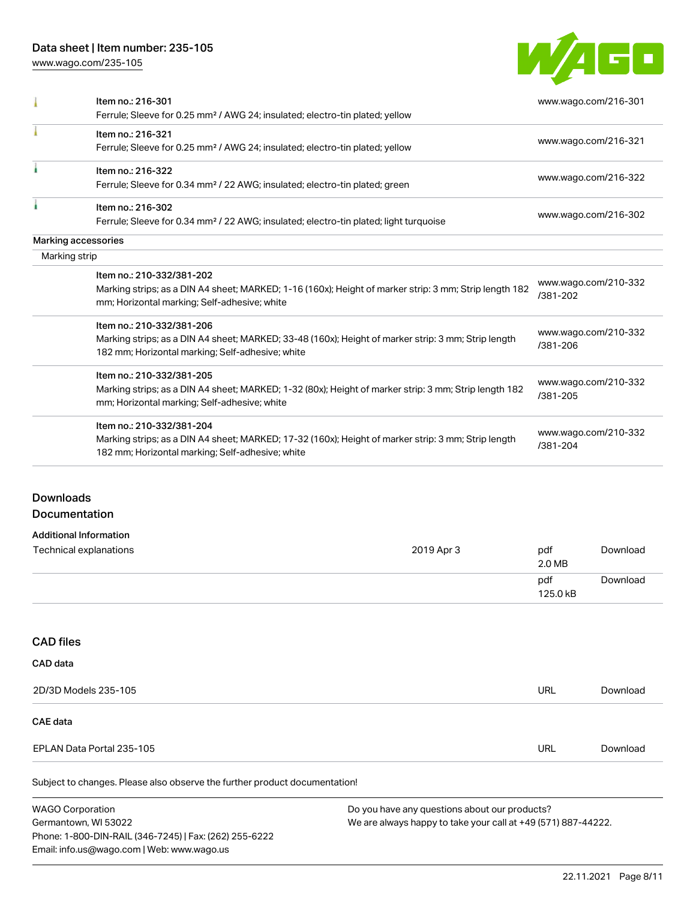| | Item no.: 216-301<br>Ferrule; Sleeve for 0.25 mm² / AWG 24; insulated; electro-tin plated; yellow | www.wago.com/216-301 |
|---|---|---|
| | Item no.: 216-321<br>Ferrule; Sleeve for 0.25 mm² / AWG 24; insulated; electro-tin plated; yellow | www.wago.com/216-321 |
| | Item no.: 216-322<br>Ferrule; Sleeve for 0.34 mm² / 22 AWG; insulated; electro-tin plated; green | www.wago.com/216-322 |
| | Item no.: 216-302<br>Ferrule; Sleeve for 0.34 mm² / 22 AWG; insulated; electro-tin plated; light turquoise | www.wago.com/216-302 |

**Marking accessories**

Marking strip

| | Item no.: 210-332/381-202<br>Marking strips; as a DIN A4 sheet; MARKED; 1-16 (160x); Height of marker strip: 3 mm; Strip length 182 mm; Horizontal marking; Self-adhesive; white | www.wago.com/210-332/381-202 |
|---|---|---|
| | Item no.: 210-332/381-206<br>Marking strips; as a DIN A4 sheet; MARKED; 33-48 (160x); Height of marker strip: 3 mm; Strip length 182 mm; Horizontal marking; Self-adhesive; white | www.wago.com/210-332/381-206 |
| | Item no.: 210-332/381-205<br>Marking strips; as a DIN A4 sheet; MARKED; 1-32 (80x); Height of marker strip: 3 mm; Strip length 182 mm; Horizontal marking; Self-adhesive; white | www.wago.com/210-332/381-205 |
| | Item no.: 210-332/381-204<br>Marking strips; as a DIN A4 sheet; MARKED; 17-32 (160x); Height of marker strip: 3 mm; Strip length 182 mm; Horizontal marking; Self-adhesive; white | www.wago.com/210-332/381-204 |

## Downloads

### Documentation

**Additional Information**

| | | | |
|---|---|---|---|
| Technical explanations | 2019 Apr 3 | pdf<br>2.0 MB | Download |
| | | pdf<br>125.0 kB | Download |

## CAD files

**CAD data**

| | | |
|---|---|---|
| 2D/3D Models 235-105 | URL | Download |

**CAE data**

| | | |
|---|---|---|
| EPLAN Data Portal 235-105 | URL | Download |

Subject to changes. Please also observe the further product documentation!

WAGO Corporation
Germantown, WI 53022
Phone: 1-800-DIN-RAIL (346-7245) | Fax: (262) 255-6222
Email: info.us@wago.com | Web: www.wago.us

Do you have any questions about our products?
We are always happy to take your call at +49 (571) 887-44222.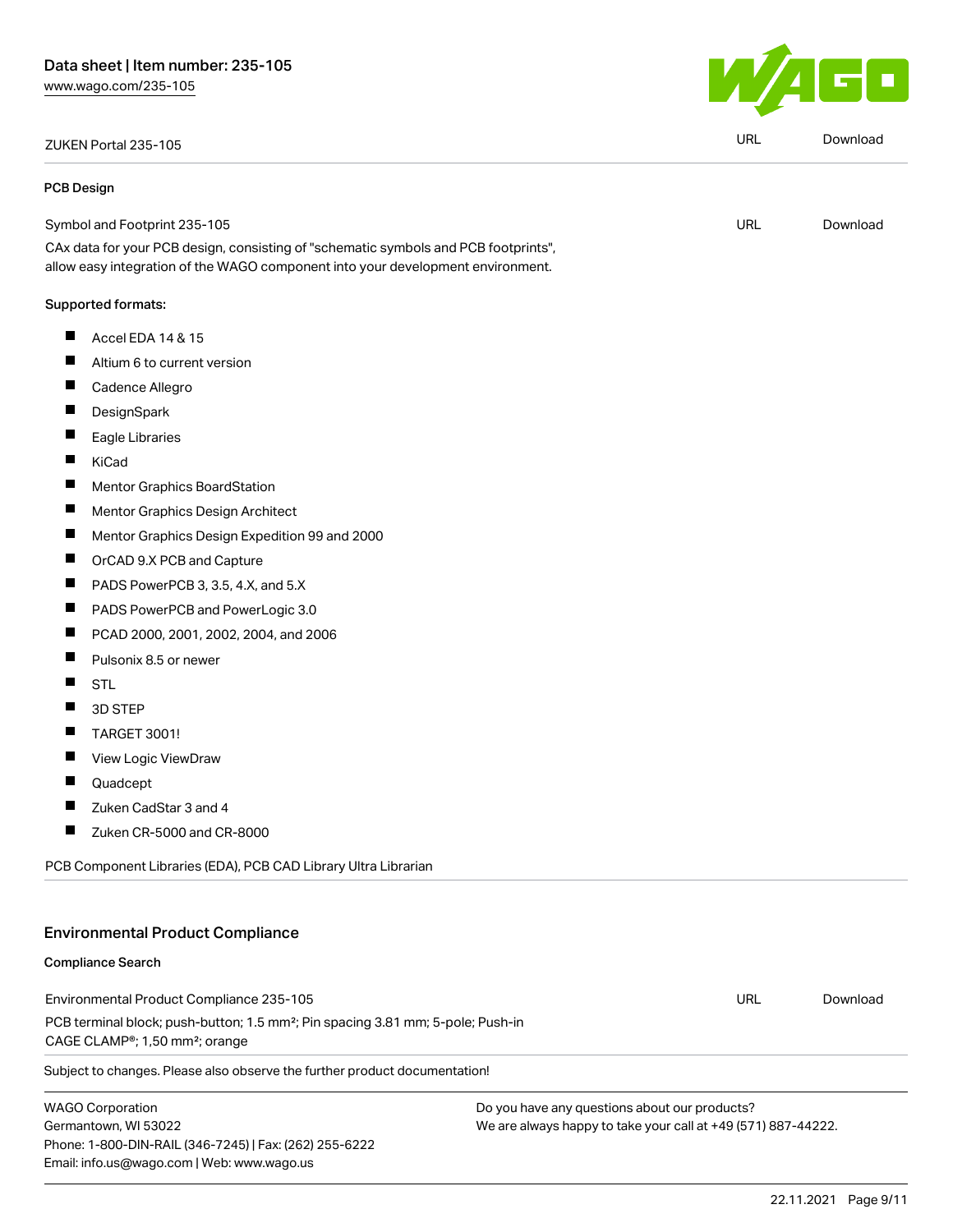| ZUKEN Portal 235-105 | URL | Download |
|---|---|---|

### PCB Design

| Symbol and Footprint 235-105 | URL | Download |
|---|---|---|

CAx data for your PCB design, consisting of "schematic symbols and PCB footprints", allow easy integration of the WAGO component into your development environment.

**Supported formats:**

- Accel EDA 14 & 15
- Altium 6 to current version
- Cadence Allegro
- DesignSpark
- Eagle Libraries
- KiCad
- Mentor Graphics BoardStation
- Mentor Graphics Design Architect
- Mentor Graphics Design Expedition 99 and 2000
- OrCAD 9.X PCB and Capture
- PADS PowerPCB 3, 3.5, 4.X, and 5.X
- PADS PowerPCB and PowerLogic 3.0
- PCAD 2000, 2001, 2002, 2004, and 2006
- Pulsonix 8.5 or newer
- STL
- 3D STEP
- TARGET 3001!
- View Logic ViewDraw
- Quadcept
- Zuken CadStar 3 and 4
- Zuken CR-5000 and CR-8000

PCB Component Libraries (EDA), PCB CAD Library Ultra Librarian

## Environmental Product Compliance

### Compliance Search

| Environmental Product Compliance 235-105 | URL | Download |
|---|---|---|

PCB terminal block; push-button; 1.5 mm²; Pin spacing 3.81 mm; 5-pole; Push-in CAGE CLAMP®; 1,50 mm²; orange

Subject to changes. Please also observe the further product documentation!

WAGO Corporation
Germantown, WI 53022
Phone: 1-800-DIN-RAIL (346-7245) | Fax: (262) 255-6222
Email: info.us@wago.com | Web: www.wago.us

Do you have any questions about our products?
We are always happy to take your call at +49 (571) 887-44222.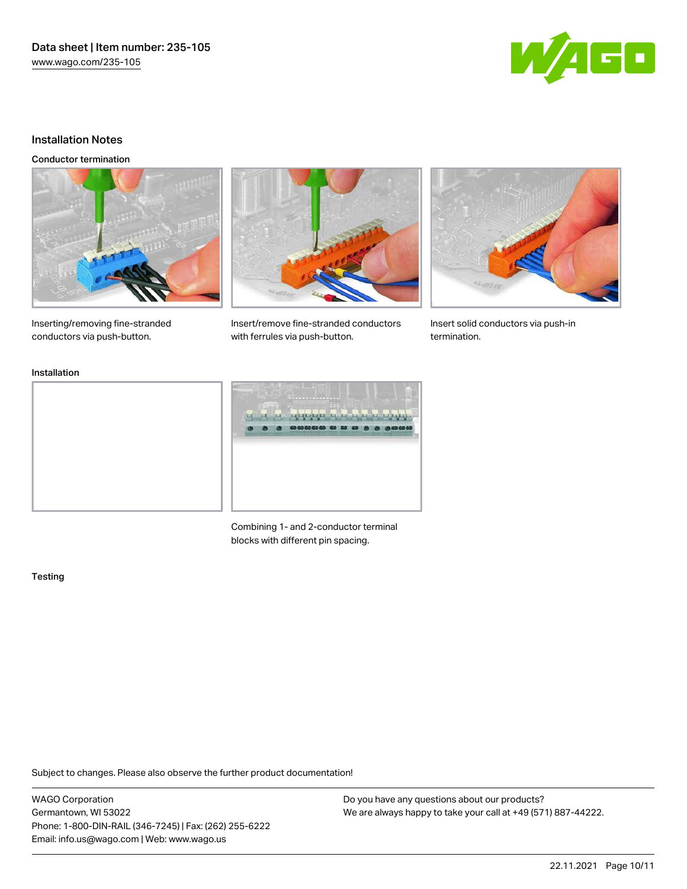## Installation Notes

### Conductor termination

Inserting/removing fine-stranded conductors via push-button.

Insert/remove fine-stranded conductors with ferrules via push-button.

Insert solid conductors via push-in termination.

### Installation

Combining 1- and 2-conductor terminal blocks with different pin spacing.

### Testing

Subject to changes. Please also observe the further product documentation!

WAGO Corporation
Germantown, WI 53022
Phone: 1-800-DIN-RAIL (346-7245) | Fax: (262) 255-6222
Email: info.us@wago.com | Web: www.wago.us

Do you have any questions about our products?
We are always happy to take your call at +49 (571) 887-44222.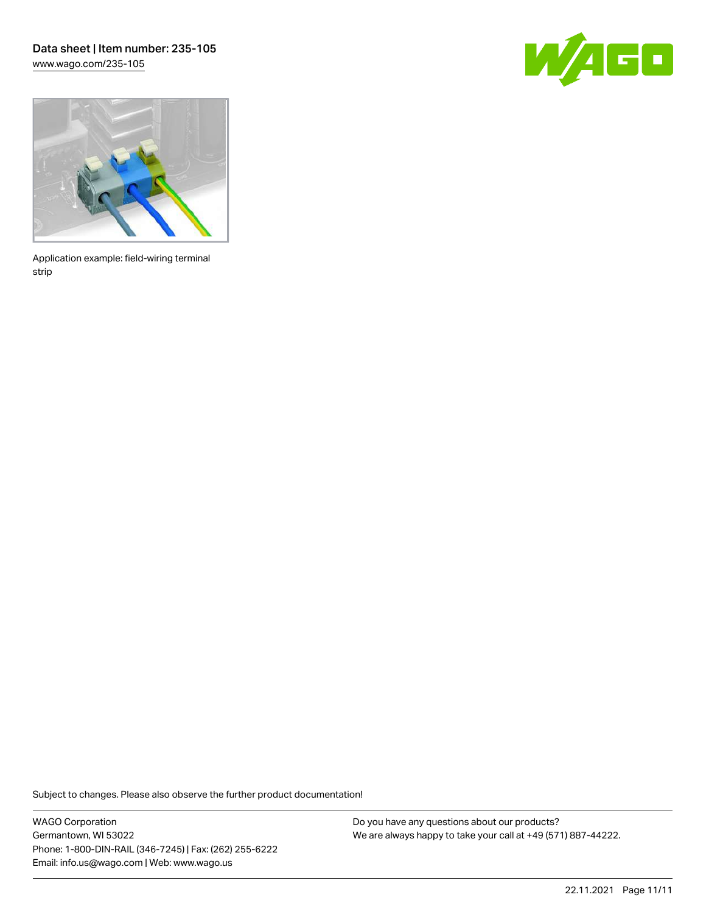Application example: field-wiring terminal strip

Subject to changes. Please also observe the further product documentation!

WAGO Corporation
Germantown, WI 53022
Phone: 1-800-DIN-RAIL (346-7245) | Fax: (262) 255-6222
Email: info.us@wago.com | Web: www.wago.us

Do you have any questions about our products?
We are always happy to take your call at +49 (571) 887-44222.